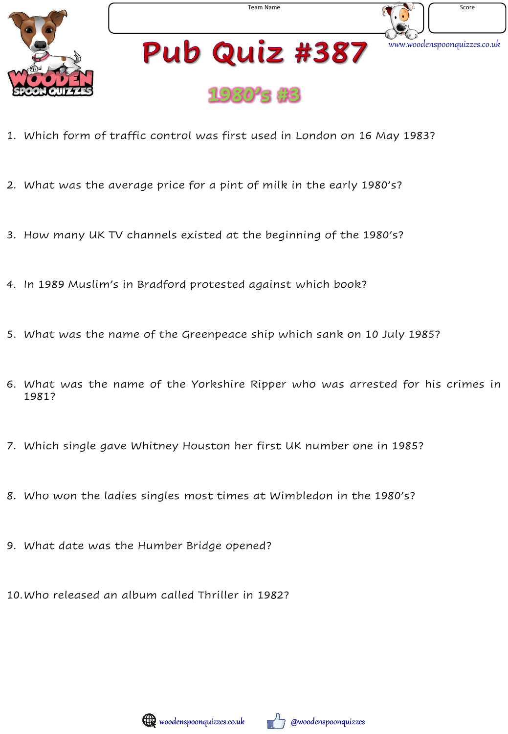Team Name

Score

www.woodenspoonquizzes.co.uk

# Pub Quiz #387

## 1980's #3

1. Which form of traffic control was first used in London on 16 May 1983?

2. What was the average price for a pint of milk in the early 1980's?

3. How many UK TV channels existed at the beginning of the 1980's?

4. In 1989 Muslim's in Bradford protested against which book?

5. What was the name of the Greenpeace ship which sank on 10 July 1985?

6. What was the name of the Yorkshire Ripper who was arrested for his crimes in 1981?

7. Which single gave Whitney Houston her first UK number one in 1985?

8. Who won the ladies singles most times at Wimbledon in the 1980's?

9. What date was the Humber Bridge opened?

10. Who released an album called Thriller in 1982?

woodenspoonquizzes.co.uk @woodenspoonquizzes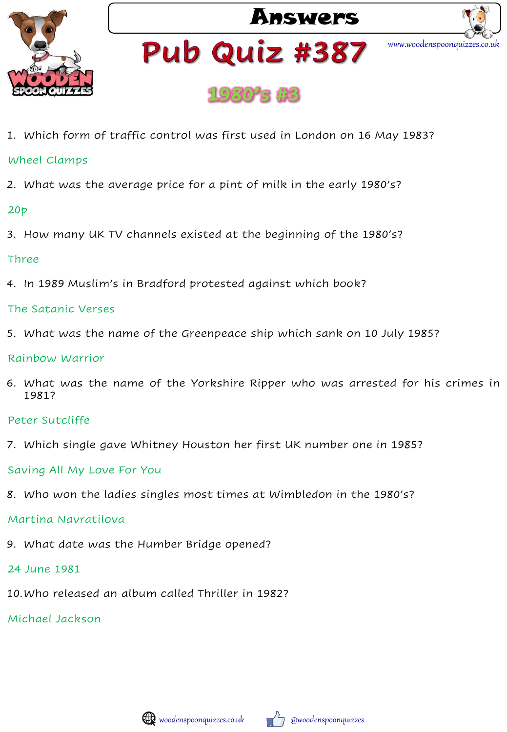# Answers

# Pub Quiz #387

www.woodenspoonquizzes.co.uk

## 1980's #3

1. Which form of traffic control was first used in London on 16 May 1983?

Wheel Clamps

2. What was the average price for a pint of milk in the early 1980's?

20p

3. How many UK TV channels existed at the beginning of the 1980's?

Three

4. In 1989 Muslim's in Bradford protested against which book?

The Satanic Verses

5. What was the name of the Greenpeace ship which sank on 10 July 1985?

Rainbow Warrior

6. What was the name of the Yorkshire Ripper who was arrested for his crimes in 1981?

Peter Sutcliffe

7. Which single gave Whitney Houston her first UK number one in 1985?

Saving All My Love For You

8. Who won the ladies singles most times at Wimbledon in the 1980's?

Martina Navratilova

9. What date was the Humber Bridge opened?

24 June 1981

10. Who released an album called Thriller in 1982?

Michael Jackson

woodenspoonquizzes.co.uk @woodenspoonquizzes